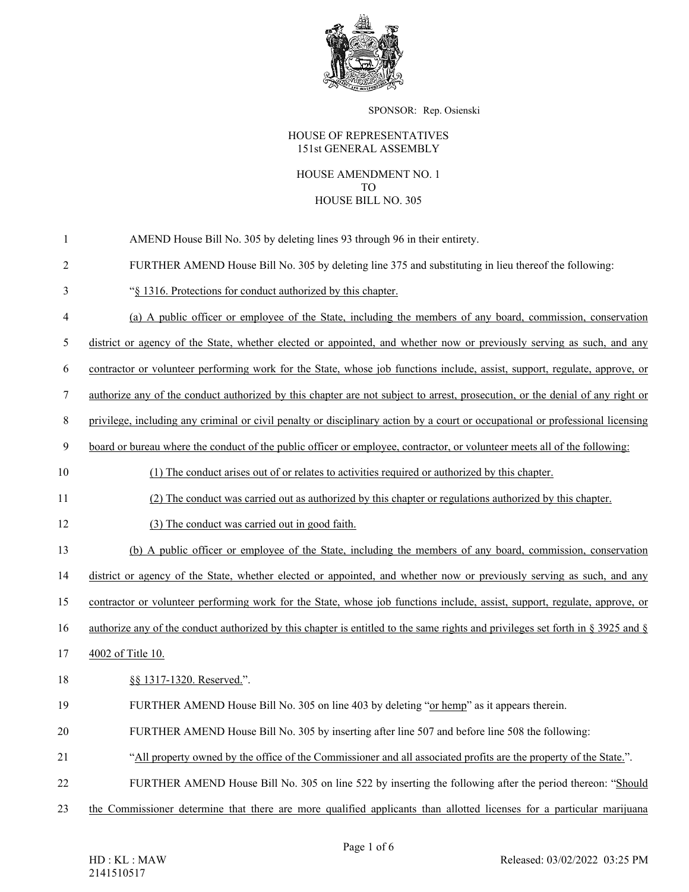SPONSOR: Rep. Osienski

HOUSE OF REPRESENTATIVES
151st GENERAL ASSEMBLY

HOUSE AMENDMENT NO. 1
TO
HOUSE BILL NO. 305

1 AMEND House Bill No. 305 by deleting lines 93 through 96 in their entirety.

2 FURTHER AMEND House Bill No. 305 by deleting line 375 and substituting in lieu thereof the following:

3 "§ 1316. Protections for conduct authorized by this chapter.

4 (a) A public officer or employee of the State, including the members of any board, commission, conservation
5 district or agency of the State, whether elected or appointed, and whether now or previously serving as such, and any
6 contractor or volunteer performing work for the State, whose job functions include, assist, support, regulate, approve, or
7 authorize any of the conduct authorized by this chapter are not subject to arrest, prosecution, or the denial of any right or
8 privilege, including any criminal or civil penalty or disciplinary action by a court or occupational or professional licensing
9 board or bureau where the conduct of the public officer or employee, contractor, or volunteer meets all of the following:

10 (1) The conduct arises out of or relates to activities required or authorized by this chapter.

11 (2) The conduct was carried out as authorized by this chapter or regulations authorized by this chapter.

12 (3) The conduct was carried out in good faith.

13 (b) A public officer or employee of the State, including the members of any board, commission, conservation
14 district or agency of the State, whether elected or appointed, and whether now or previously serving as such, and any
15 contractor or volunteer performing work for the State, whose job functions include, assist, support, regulate, approve, or
16 authorize any of the conduct authorized by this chapter is entitled to the same rights and privileges set forth in § 3925 and §
17 4002 of Title 10.

18 §§ 1317-1320. Reserved.".

19 FURTHER AMEND House Bill No. 305 on line 403 by deleting "or hemp" as it appears therein.

20 FURTHER AMEND House Bill No. 305 by inserting after line 507 and before line 508 the following:

21 "All property owned by the office of the Commissioner and all associated profits are the property of the State.".

22 FURTHER AMEND House Bill No. 305 on line 522 by inserting the following after the period thereon: "Should
23 the Commissioner determine that there are more qualified applicants than allotted licenses for a particular marijuana

HD : KL : MAW
2141510517

Released: 03/02/2022 03:25 PM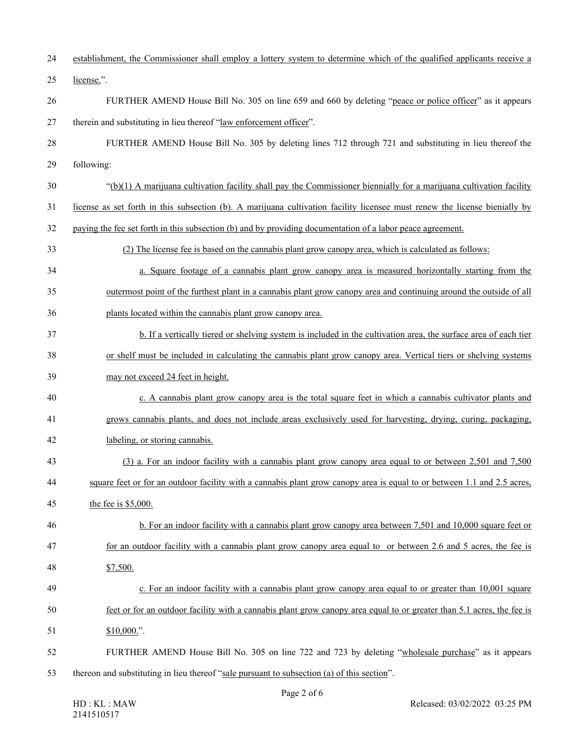establishment, the Commissioner shall employ a lottery system to determine which of the qualified applicants receive a license.".

FURTHER AMEND House Bill No. 305 on line 659 and 660 by deleting "peace or police officer" as it appears therein and substituting in lieu thereof "law enforcement officer".

FURTHER AMEND House Bill No. 305 by deleting lines 712 through 721 and substituting in lieu thereof the following:

"(b)(1) A marijuana cultivation facility shall pay the Commissioner biennially for a marijuana cultivation facility license as set forth in this subsection (b). A marijuana cultivation facility licensee must renew the license bienially by paying the fee set forth in this subsection (b) and by providing documentation of a labor peace agreement.

(2) The license fee is based on the cannabis plant grow canopy area, which is calculated as follows:

a. Square footage of a cannabis plant grow canopy area is measured horizontally starting from the outermost point of the furthest plant in a cannabis plant grow canopy area and continuing around the outside of all plants located within the cannabis plant grow canopy area.

b. If a vertically tiered or shelving system is included in the cultivation area, the surface area of each tier or shelf must be included in calculating the cannabis plant grow canopy area. Vertical tiers or shelving systems may not exceed 24 feet in height.

c. A cannabis plant grow canopy area is the total square feet in which a cannabis cultivator plants and grows cannabis plants, and does not include areas exclusively used for harvesting, drying, curing, packaging, labeling, or storing cannabis.

(3) a. For an indoor facility with a cannabis plant grow canopy area equal to or between 2,501 and 7,500 square feet or for an outdoor facility with a cannabis plant grow canopy area is equal to or between 1.1 and 2.5 acres, the fee is $5,000.

b. For an indoor facility with a cannabis plant grow canopy area between 7,501 and 10,000 square feet or for an outdoor facility with a cannabis plant grow canopy area equal to or between 2.6 and 5 acres, the fee is $7,500.

c. For an indoor facility with a cannabis plant grow canopy area equal to or greater than 10,001 square feet or for an outdoor facility with a cannabis plant grow canopy area equal to or greater than 5.1 acres, the fee is $10,000.".

FURTHER AMEND House Bill No. 305 on line 722 and 723 by deleting "wholesale purchase" as it appears thereon and substituting in lieu thereof "sale pursuant to subsection (a) of this section".

HD : KL : MAW
2141510517

Released: 03/02/2022 03:25 PM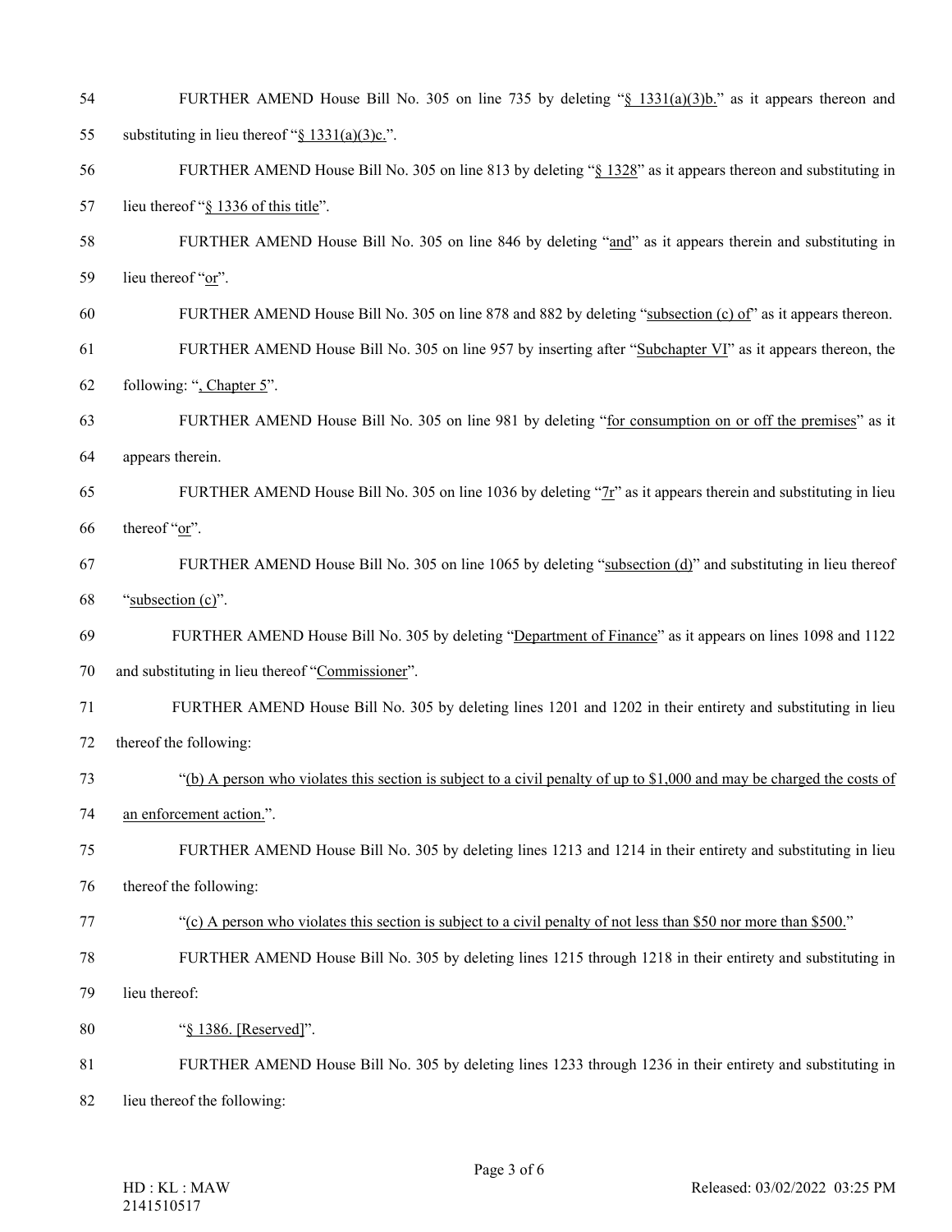54 FURTHER AMEND House Bill No. 305 on line 735 by deleting "§ 1331(a)(3)b." as it appears thereon and
55 substituting in lieu thereof "§ 1331(a)(3)c.".

56 FURTHER AMEND House Bill No. 305 on line 813 by deleting "§ 1328" as it appears thereon and substituting in
57 lieu thereof "§ 1336 of this title".

58 FURTHER AMEND House Bill No. 305 on line 846 by deleting "and" as it appears therein and substituting in
59 lieu thereof "or".

60 FURTHER AMEND House Bill No. 305 on line 878 and 882 by deleting "subsection (c) of" as it appears thereon.

61 FURTHER AMEND House Bill No. 305 on line 957 by inserting after "Subchapter VI" as it appears thereon, the
62 following: ", Chapter 5".

63 FURTHER AMEND House Bill No. 305 on line 981 by deleting "for consumption on or off the premises" as it
64 appears therein.

65 FURTHER AMEND House Bill No. 305 on line 1036 by deleting "7r" as it appears therein and substituting in lieu
66 thereof "or".

67 FURTHER AMEND House Bill No. 305 on line 1065 by deleting "subsection (d)" and substituting in lieu thereof
68 "subsection (c)".

69 FURTHER AMEND House Bill No. 305 by deleting "Department of Finance" as it appears on lines 1098 and 1122
70 and substituting in lieu thereof "Commissioner".

71 FURTHER AMEND House Bill No. 305 by deleting lines 1201 and 1202 in their entirety and substituting in lieu
72 thereof the following:

73 "(b) A person who violates this section is subject to a civil penalty of up to $1,000 and may be charged the costs of
74 an enforcement action.".

75 FURTHER AMEND House Bill No. 305 by deleting lines 1213 and 1214 in their entirety and substituting in lieu
76 thereof the following:

77 "(c) A person who violates this section is subject to a civil penalty of not less than $50 nor more than $500."

78 FURTHER AMEND House Bill No. 305 by deleting lines 1215 through 1218 in their entirety and substituting in
79 lieu thereof:

80 "§ 1386. [Reserved]".

81 FURTHER AMEND House Bill No. 305 by deleting lines 1233 through 1236 in their entirety and substituting in
82 lieu thereof the following:

HD : KL : MAW
2141510517

Released: 03/02/2022 03:25 PM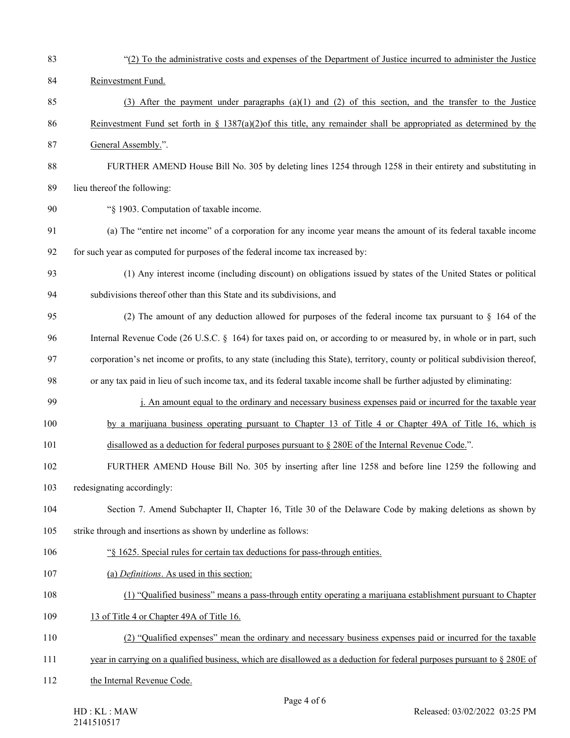"(2) To the administrative costs and expenses of the Department of Justice incurred to administer the Justice Reinvestment Fund.

(3) After the payment under paragraphs (a)(1) and (2) of this section, and the transfer to the Justice Reinvestment Fund set forth in § 1387(a)(2)of this title, any remainder shall be appropriated as determined by the General Assembly.".

FURTHER AMEND House Bill No. 305 by deleting lines 1254 through 1258 in their entirety and substituting in lieu thereof the following:

"§ 1903. Computation of taxable income.

(a) The "entire net income" of a corporation for any income year means the amount of its federal taxable income for such year as computed for purposes of the federal income tax increased by:

(1) Any interest income (including discount) on obligations issued by states of the United States or political subdivisions thereof other than this State and its subdivisions, and

(2) The amount of any deduction allowed for purposes of the federal income tax pursuant to § 164 of the Internal Revenue Code (26 U.S.C. § 164) for taxes paid on, or according to or measured by, in whole or in part, such corporation's net income or profits, to any state (including this State), territory, county or political subdivision thereof, or any tax paid in lieu of such income tax, and its federal taxable income shall be further adjusted by eliminating:

j. An amount equal to the ordinary and necessary business expenses paid or incurred for the taxable year by a marijuana business operating pursuant to Chapter 13 of Title 4 or Chapter 49A of Title 16, which is disallowed as a deduction for federal purposes pursuant to § 280E of the Internal Revenue Code.".

FURTHER AMEND House Bill No. 305 by inserting after line 1258 and before line 1259 the following and redesignating accordingly:

Section 7. Amend Subchapter II, Chapter 16, Title 30 of the Delaware Code by making deletions as shown by strike through and insertions as shown by underline as follows:

"§ 1625. Special rules for certain tax deductions for pass-through entities.

(a) *Definitions*. As used in this section:

(1) "Qualified business" means a pass-through entity operating a marijuana establishment pursuant to Chapter 13 of Title 4 or Chapter 49A of Title 16.

(2) "Qualified expenses" mean the ordinary and necessary business expenses paid or incurred for the taxable year in carrying on a qualified business, which are disallowed as a deduction for federal purposes pursuant to § 280E of the Internal Revenue Code.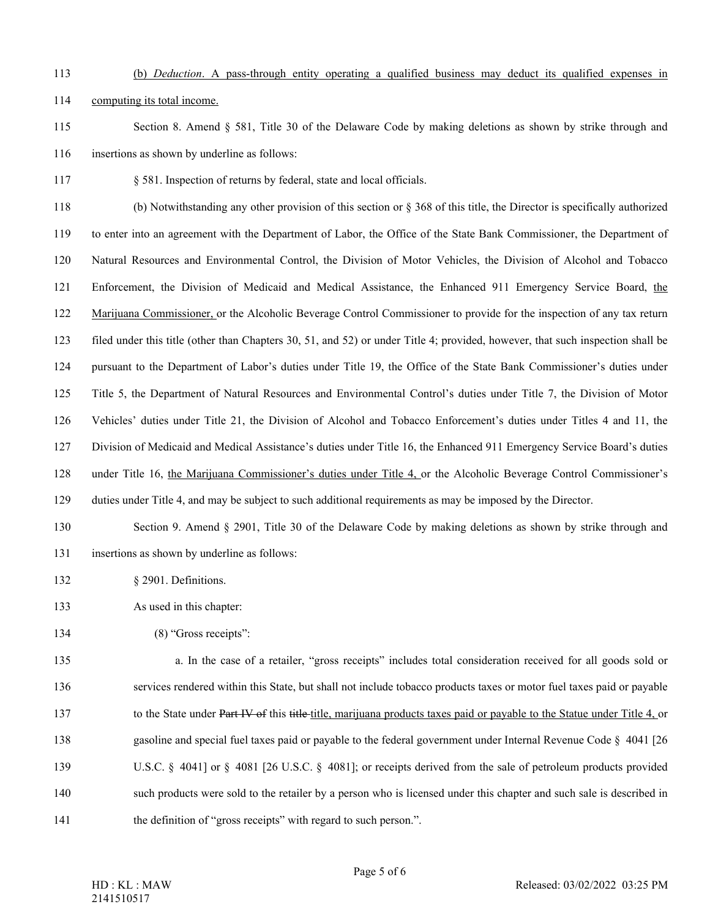(b) *Deduction*. A pass-through entity operating a qualified business may deduct its qualified expenses in computing its total income.

Section 8. Amend § 581, Title 30 of the Delaware Code by making deletions as shown by strike through and insertions as shown by underline as follows:

§ 581. Inspection of returns by federal, state and local officials.

(b) Notwithstanding any other provision of this section or § 368 of this title, the Director is specifically authorized to enter into an agreement with the Department of Labor, the Office of the State Bank Commissioner, the Department of Natural Resources and Environmental Control, the Division of Motor Vehicles, the Division of Alcohol and Tobacco Enforcement, the Division of Medicaid and Medical Assistance, the Enhanced 911 Emergency Service Board, the Marijuana Commissioner, or the Alcoholic Beverage Control Commissioner to provide for the inspection of any tax return filed under this title (other than Chapters 30, 51, and 52) or under Title 4; provided, however, that such inspection shall be pursuant to the Department of Labor's duties under Title 19, the Office of the State Bank Commissioner's duties under Title 5, the Department of Natural Resources and Environmental Control's duties under Title 7, the Division of Motor Vehicles' duties under Title 21, the Division of Alcohol and Tobacco Enforcement's duties under Titles 4 and 11, the Division of Medicaid and Medical Assistance's duties under Title 16, the Enhanced 911 Emergency Service Board's duties under Title 16, the Marijuana Commissioner's duties under Title 4, or the Alcoholic Beverage Control Commissioner's duties under Title 4, and may be subject to such additional requirements as may be imposed by the Director.

Section 9. Amend § 2901, Title 30 of the Delaware Code by making deletions as shown by strike through and insertions as shown by underline as follows:

§ 2901. Definitions.

As used in this chapter:

(8) "Gross receipts":

a. In the case of a retailer, "gross receipts" includes total consideration received for all goods sold or services rendered within this State, but shall not include tobacco products taxes or motor fuel taxes paid or payable to the State under ~~Part IV of~~ this ~~title~~ title, marijuana products taxes paid or payable to the Statue under Title 4, or gasoline and special fuel taxes paid or payable to the federal government under Internal Revenue Code § 4041 [26 U.S.C. § 4041] or § 4081 [26 U.S.C. § 4081]; or receipts derived from the sale of petroleum products provided such products were sold to the retailer by a person who is licensed under this chapter and such sale is described in the definition of "gross receipts" with regard to such person.".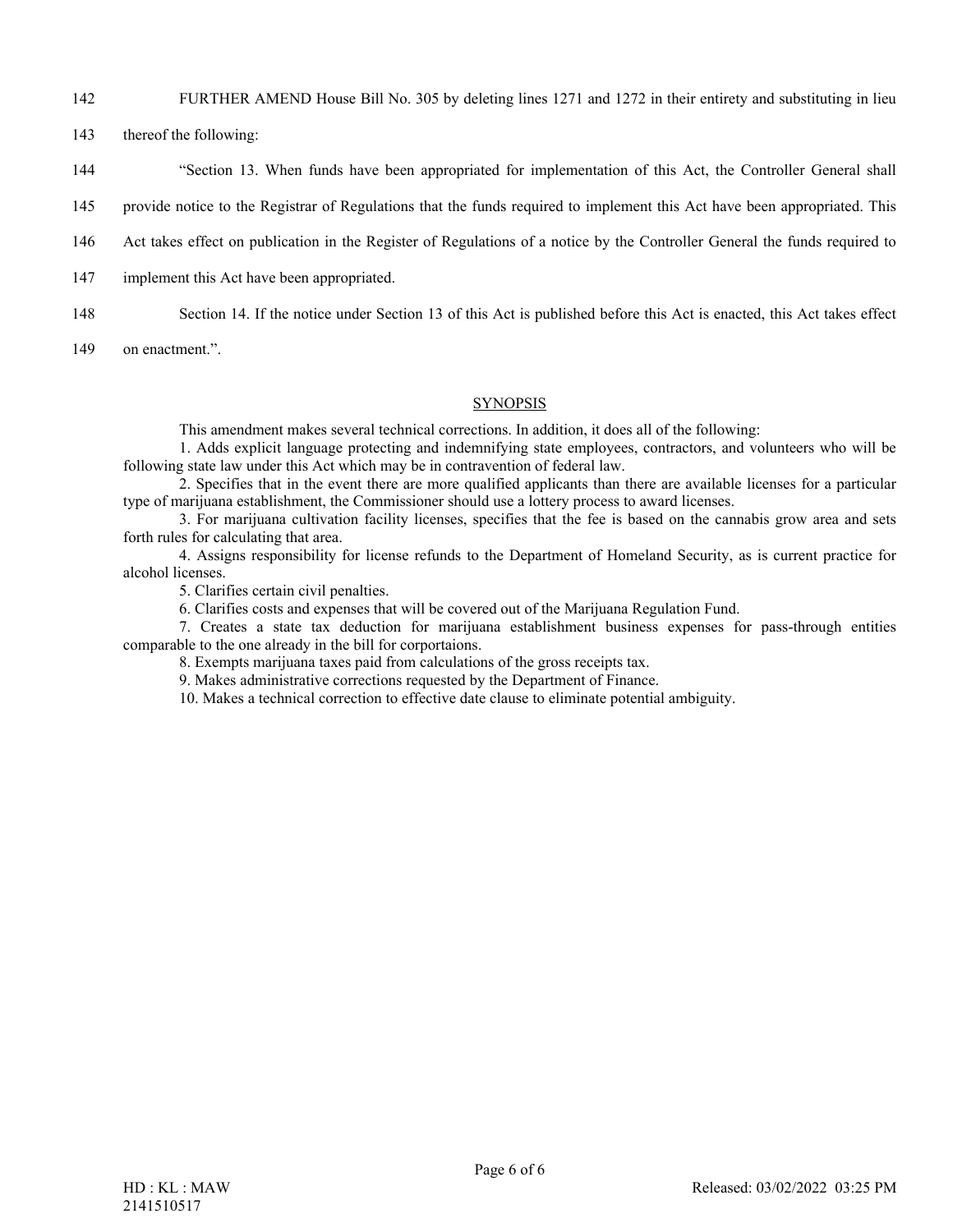142 FURTHER AMEND House Bill No. 305 by deleting lines 1271 and 1272 in their entirety and substituting in lieu

143 thereof the following:

144 "Section 13. When funds have been appropriated for implementation of this Act, the Controller General shall

145 provide notice to the Registrar of Regulations that the funds required to implement this Act have been appropriated. This

146 Act takes effect on publication in the Register of Regulations of a notice by the Controller General the funds required to

147 implement this Act have been appropriated.

148 Section 14. If the notice under Section 13 of this Act is published before this Act is enacted, this Act takes effect

149 on enactment.".

## SYNOPSIS

This amendment makes several technical corrections. In addition, it does all of the following:

1. Adds explicit language protecting and indemnifying state employees, contractors, and volunteers who will be following state law under this Act which may be in contravention of federal law.
2. Specifies that in the event there are more qualified applicants than there are available licenses for a particular type of marijuana establishment, the Commissioner should use a lottery process to award licenses.
3. For marijuana cultivation facility licenses, specifies that the fee is based on the cannabis grow area and sets forth rules for calculating that area.
4. Assigns responsibility for license refunds to the Department of Homeland Security, as is current practice for alcohol licenses.
5. Clarifies certain civil penalties.
6. Clarifies costs and expenses that will be covered out of the Marijuana Regulation Fund.
7. Creates a state tax deduction for marijuana establishment business expenses for pass-through entities comparable to the one already in the bill for corportaions.
8. Exempts marijuana taxes paid from calculations of the gross receipts tax.
9. Makes administrative corrections requested by the Department of Finance.
10. Makes a technical correction to effective date clause to eliminate potential ambiguity.

HD : KL : MAW
2141510517

Released: 03/02/2022 03:25 PM